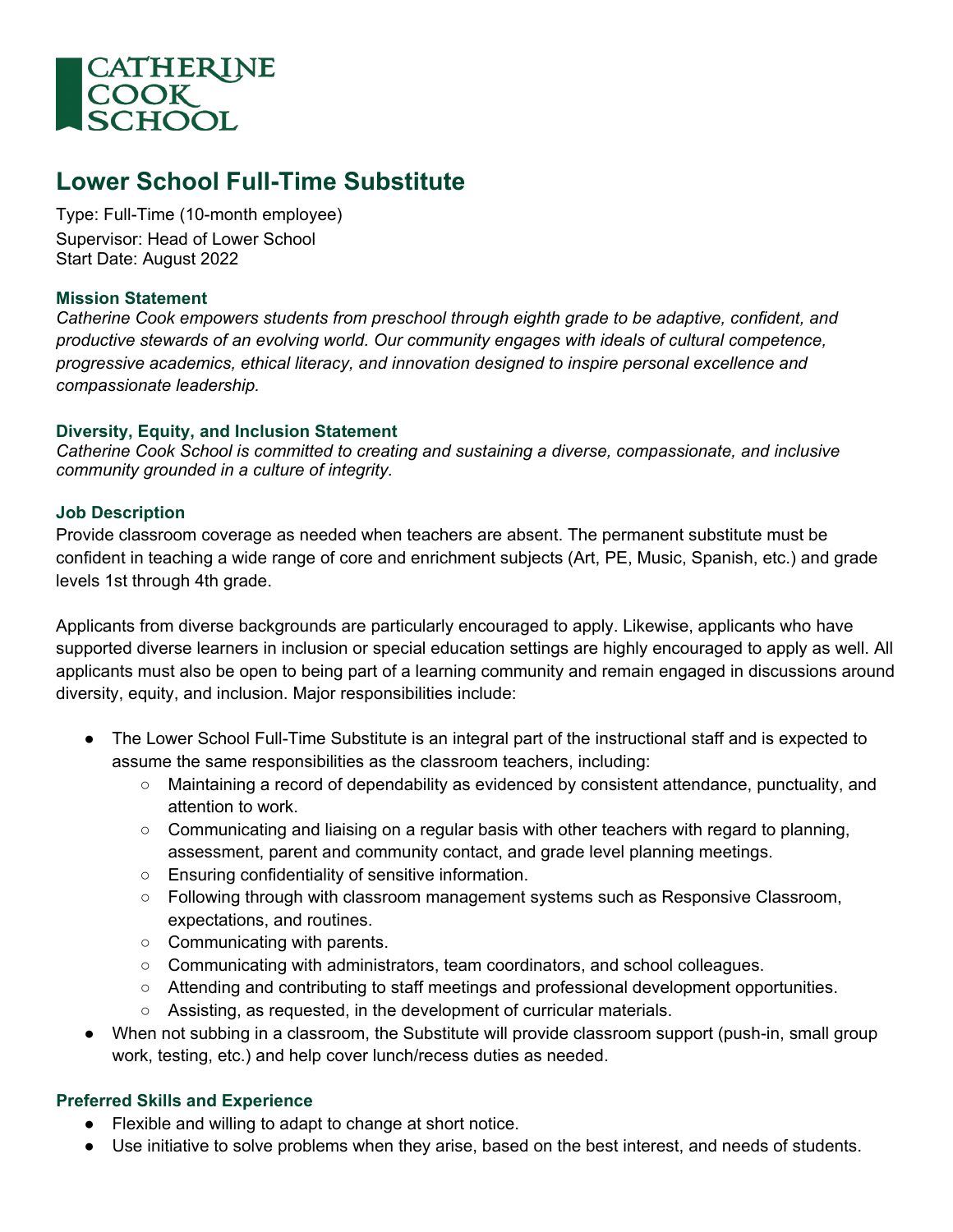CATHERINE COOK SCHOOL

# Lower School Full-Time Substitute

Type: Full-Time (10-month employee)
Supervisor: Head of Lower School
Start Date: August 2022

### Mission Statement

*Catherine Cook empowers students from preschool through eighth grade to be adaptive, confident, and productive stewards of an evolving world. Our community engages with ideals of cultural competence, progressive academics, ethical literacy, and innovation designed to inspire personal excellence and compassionate leadership.*

### Diversity, Equity, and Inclusion Statement

*Catherine Cook School is committed to creating and sustaining a diverse, compassionate, and inclusive community grounded in a culture of integrity.*

### Job Description

Provide classroom coverage as needed when teachers are absent. The permanent substitute must be confident in teaching a wide range of core and enrichment subjects (Art, PE, Music, Spanish, etc.) and grade levels 1st through 4th grade.

Applicants from diverse backgrounds are particularly encouraged to apply. Likewise, applicants who have supported diverse learners in inclusion or special education settings are highly encouraged to apply as well. All applicants must also be open to being part of a learning community and remain engaged in discussions around diversity, equity, and inclusion. Major responsibilities include:

- The Lower School Full-Time Substitute is an integral part of the instructional staff and is expected to assume the same responsibilities as the classroom teachers, including:
  - Maintaining a record of dependability as evidenced by consistent attendance, punctuality, and attention to work.
  - Communicating and liaising on a regular basis with other teachers with regard to planning, assessment, parent and community contact, and grade level planning meetings.
  - Ensuring confidentiality of sensitive information.
  - Following through with classroom management systems such as Responsive Classroom, expectations, and routines.
  - Communicating with parents.
  - Communicating with administrators, team coordinators, and school colleagues.
  - Attending and contributing to staff meetings and professional development opportunities.
  - Assisting, as requested, in the development of curricular materials.
- When not subbing in a classroom, the Substitute will provide classroom support (push-in, small group work, testing, etc.) and help cover lunch/recess duties as needed.

### Preferred Skills and Experience

- Flexible and willing to adapt to change at short notice.
- Use initiative to solve problems when they arise, based on the best interest, and needs of students.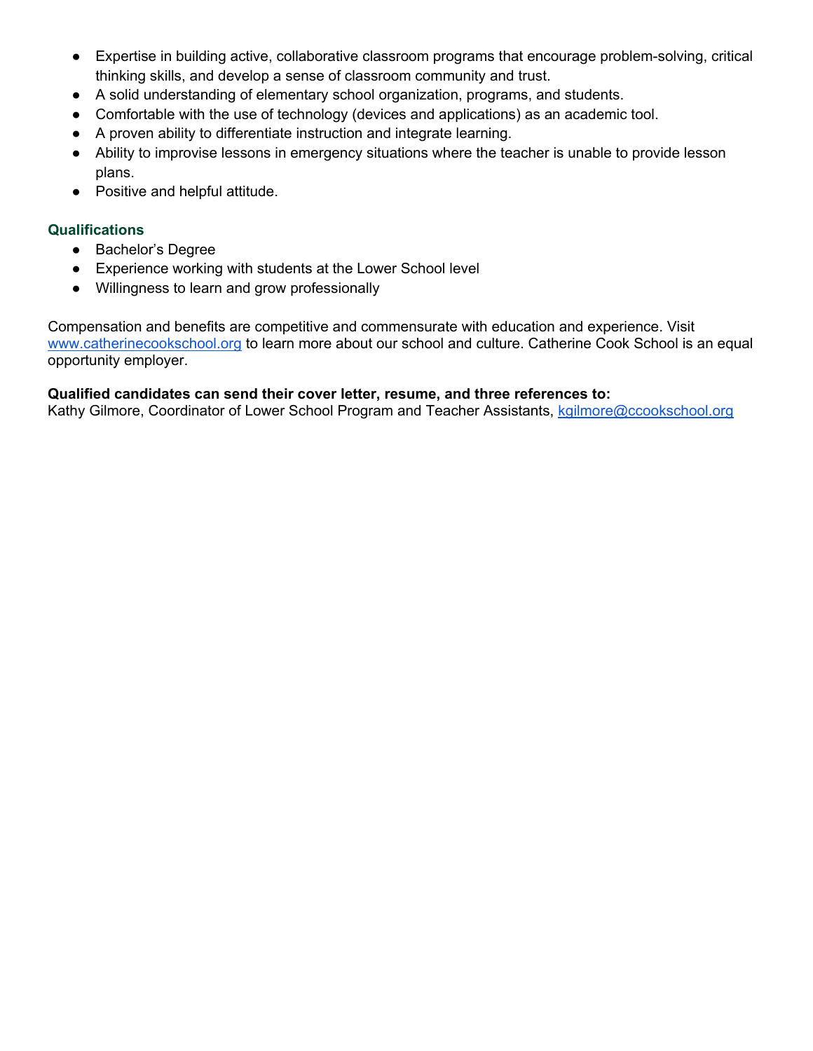- Expertise in building active, collaborative classroom programs that encourage problem-solving, critical thinking skills, and develop a sense of classroom community and trust.
- A solid understanding of elementary school organization, programs, and students.
- Comfortable with the use of technology (devices and applications) as an academic tool.
- A proven ability to differentiate instruction and integrate learning.
- Ability to improvise lessons in emergency situations where the teacher is unable to provide lesson plans.
- Positive and helpful attitude.

### Qualifications

- Bachelor's Degree
- Experience working with students at the Lower School level
- Willingness to learn and grow professionally

Compensation and benefits are competitive and commensurate with education and experience. Visit [www.catherinecookschool.org](http://www.catherinecookschool.org) to learn more about our school and culture. Catherine Cook School is an equal opportunity employer.

**Qualified candidates can send their cover letter, resume, and three references to:**
Kathy Gilmore, Coordinator of Lower School Program and Teacher Assistants, [kgilmore@ccookschool.org](mailto:kgilmore@ccookschool.org)